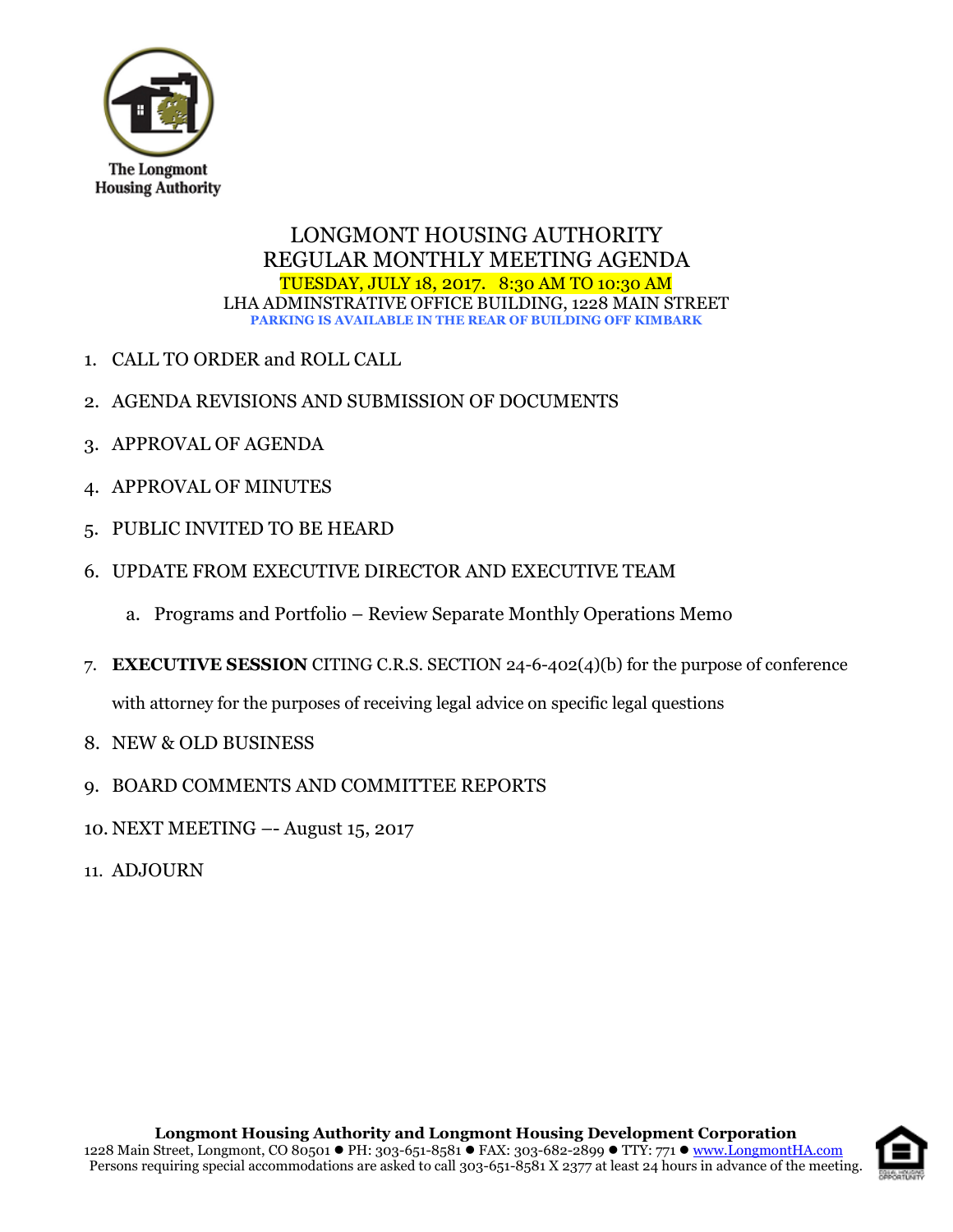The Longmont Housing Authority

# LONGMONT HOUSING AUTHORITY
# REGULAR MONTHLY MEETING AGENDA

TUESDAY, JULY 18, 2017. 8:30 AM TO 10:30 AM

LHA ADMINSTRATIVE OFFICE BUILDING, 1228 MAIN STREET

**PARKING IS AVAILABLE IN THE REAR OF BUILDING OFF KIMBARK**

1. CALL TO ORDER and ROLL CALL
2. AGENDA REVISIONS AND SUBMISSION OF DOCUMENTS
3. APPROVAL OF AGENDA
4. APPROVAL OF MINUTES
5. PUBLIC INVITED TO BE HEARD
6. UPDATE FROM EXECUTIVE DIRECTOR AND EXECUTIVE TEAM
   a. Programs and Portfolio – Review Separate Monthly Operations Memo
7. **EXECUTIVE SESSION** CITING C.R.S. SECTION 24-6-402(4)(b) for the purpose of conference with attorney for the purposes of receiving legal advice on specific legal questions
8. NEW & OLD BUSINESS
9. BOARD COMMENTS AND COMMITTEE REPORTS
10. NEXT MEETING –- August 15, 2017
11. ADJOURN

**Longmont Housing Authority and Longmont Housing Development Corporation**

1228 Main Street, Longmont, CO 80501 ● PH: 303-651-8581 ● FAX: 303-682-2899 ● TTY: 771 ● www.LongmontHA.com

Persons requiring special accommodations are asked to call 303-651-8581 X 2377 at least 24 hours in advance of the meeting.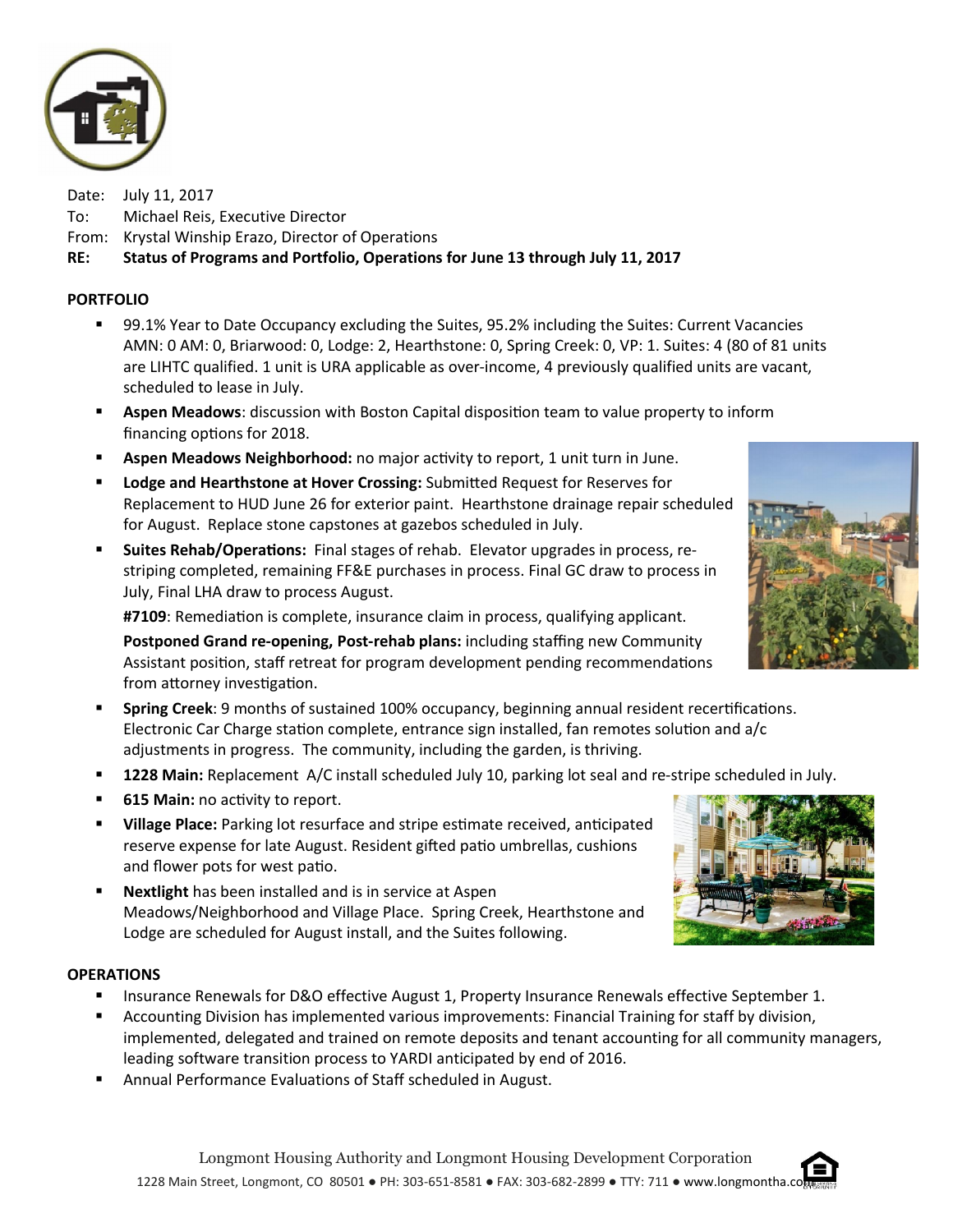Date: July 11, 2017
To: Michael Reis, Executive Director
From: Krystal Winship Erazo, Director of Operations
**RE: Status of Programs and Portfolio, Operations for June 13 through July 11, 2017**

## PORTFOLIO

- 99.1% Year to Date Occupancy excluding the Suites, 95.2% including the Suites: Current Vacancies AMN: 0 AM: 0, Briarwood: 0, Lodge: 2, Hearthstone: 0, Spring Creek: 0, VP: 1. Suites: 4 (80 of 81 units are LIHTC qualified. 1 unit is URA applicable as over-income, 4 previously qualified units are vacant, scheduled to lease in July.
- **Aspen Meadows**: discussion with Boston Capital disposition team to value property to inform financing options for 2018.
- **Aspen Meadows Neighborhood:** no major activity to report, 1 unit turn in June.
- **Lodge and Hearthstone at Hover Crossing:** Submitted Request for Reserves for Replacement to HUD June 26 for exterior paint. Hearthstone drainage repair scheduled for August. Replace stone capstones at gazebos scheduled in July.
- **Suites Rehab/Operations:** Final stages of rehab. Elevator upgrades in process, re-striping completed, remaining FF&E purchases in process. Final GC draw to process in July, Final LHA draw to process August.

  **#7109**: Remediation is complete, insurance claim in process, qualifying applicant.

  **Postponed Grand re-opening, Post-rehab plans:** including staffing new Community Assistant position, staff retreat for program development pending recommendations from attorney investigation.
- **Spring Creek**: 9 months of sustained 100% occupancy, beginning annual resident recertifications. Electronic Car Charge station complete, entrance sign installed, fan remotes solution and a/c adjustments in progress. The community, including the garden, is thriving.
- **1228 Main:** Replacement A/C install scheduled July 10, parking lot seal and re-stripe scheduled in July.
- **615 Main:** no activity to report.
- **Village Place:** Parking lot resurface and stripe estimate received, anticipated reserve expense for late August. Resident gifted patio umbrellas, cushions and flower pots for west patio.
- **Nextlight** has been installed and is in service at Aspen Meadows/Neighborhood and Village Place. Spring Creek, Hearthstone and Lodge are scheduled for August install, and the Suites following.

## OPERATIONS

- Insurance Renewals for D&O effective August 1, Property Insurance Renewals effective September 1.
- Accounting Division has implemented various improvements: Financial Training for staff by division, implemented, delegated and trained on remote deposits and tenant accounting for all community managers, leading software transition process to YARDI anticipated by end of 2016.
- Annual Performance Evaluations of Staff scheduled in August.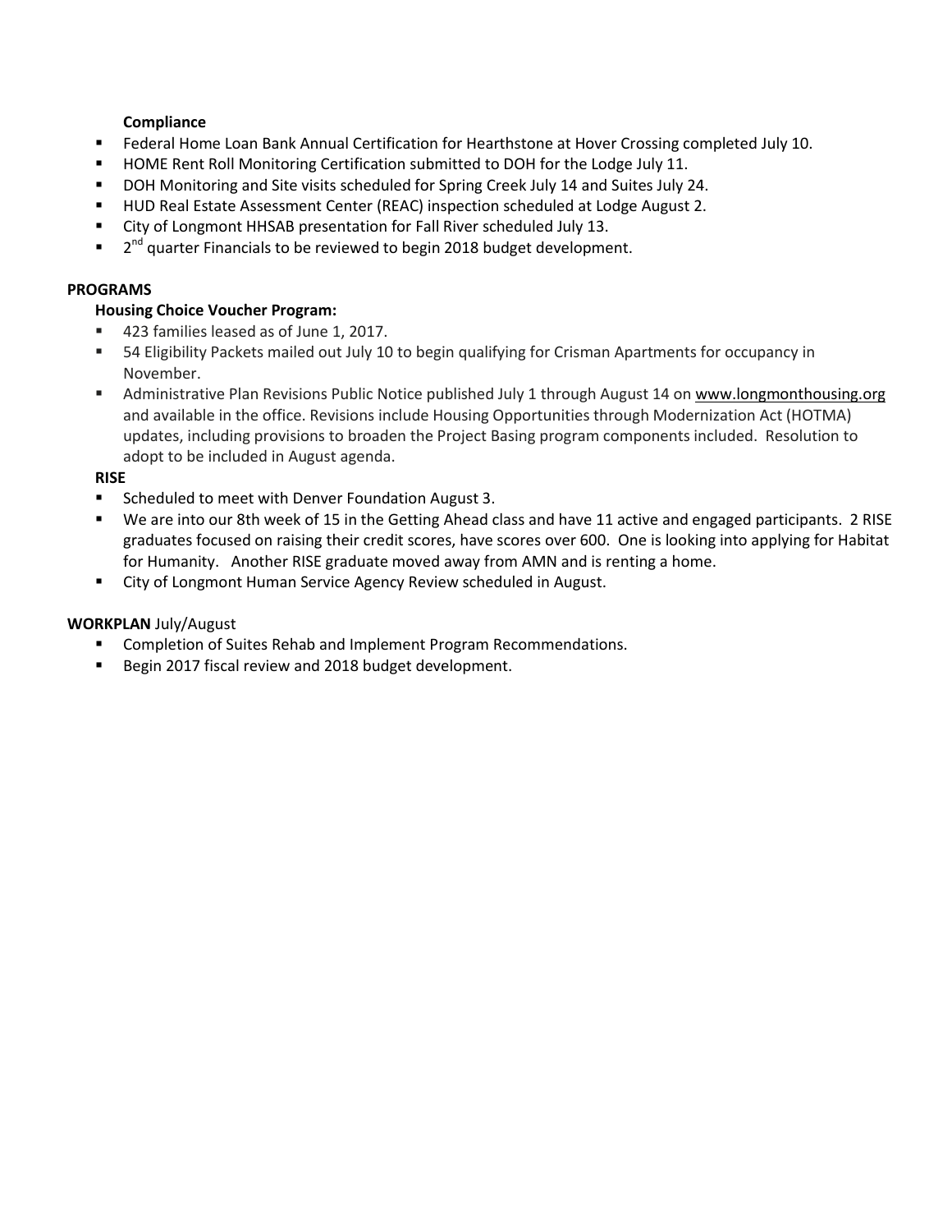**Compliance**

- Federal Home Loan Bank Annual Certification for Hearthstone at Hover Crossing completed July 10.
- HOME Rent Roll Monitoring Certification submitted to DOH for the Lodge July 11.
- DOH Monitoring and Site visits scheduled for Spring Creek July 14 and Suites July 24.
- HUD Real Estate Assessment Center (REAC) inspection scheduled at Lodge August 2.
- City of Longmont HHSAB presentation for Fall River scheduled July 13.
- 2nd quarter Financials to be reviewed to begin 2018 budget development.

**PROGRAMS**

**Housing Choice Voucher Program:**

- 423 families leased as of June 1, 2017.
- 54 Eligibility Packets mailed out July 10 to begin qualifying for Crisman Apartments for occupancy in November.
- Administrative Plan Revisions Public Notice published July 1 through August 14 on www.longmonthousing.org and available in the office. Revisions include Housing Opportunities through Modernization Act (HOTMA) updates, including provisions to broaden the Project Basing program components included. Resolution to adopt to be included in August agenda.

**RISE**

- Scheduled to meet with Denver Foundation August 3.
- We are into our 8th week of 15 in the Getting Ahead class and have 11 active and engaged participants. 2 RISE graduates focused on raising their credit scores, have scores over 600. One is looking into applying for Habitat for Humanity. Another RISE graduate moved away from AMN and is renting a home.
- City of Longmont Human Service Agency Review scheduled in August.

**WORKPLAN** July/August

- Completion of Suites Rehab and Implement Program Recommendations.
- Begin 2017 fiscal review and 2018 budget development.